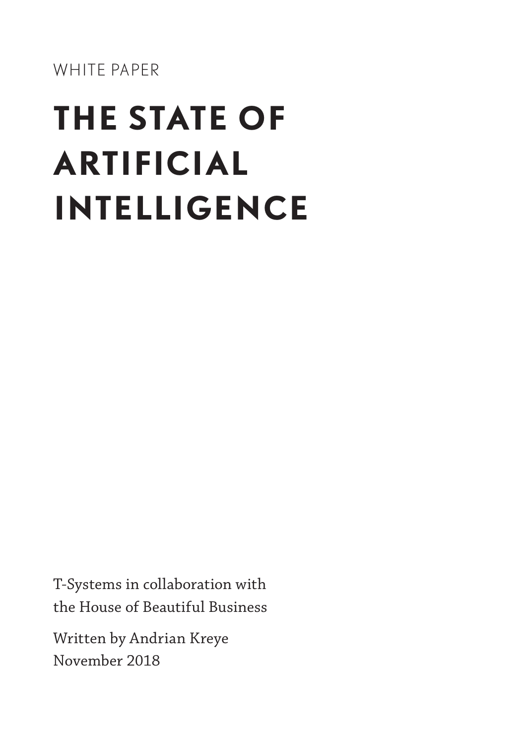WHITE PAPER

# THE STATE OF ARTIFICIAL INTELLIGENCE

T-Systems in collaboration with
the House of Beautiful Business

Written by Andrian Kreye
November 2018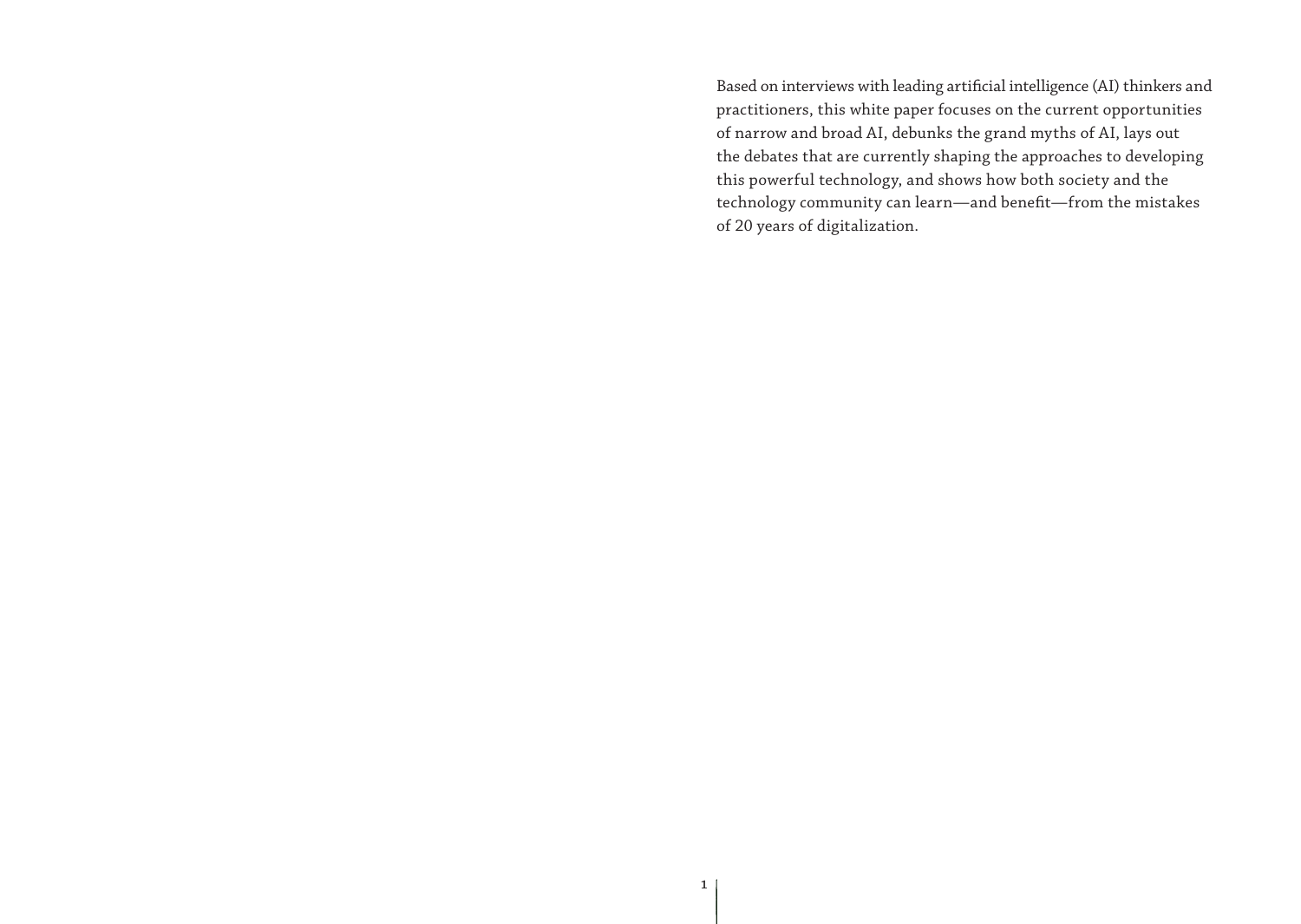Based on interviews with leading artificial intelligence (AI) thinkers and practitioners, this white paper focuses on the current opportunities of narrow and broad AI, debunks the grand myths of AI, lays out the debates that are currently shaping the approaches to developing this powerful technology, and shows how both society and the technology community can learn—and benefit—from the mistakes of 20 years of digitalization.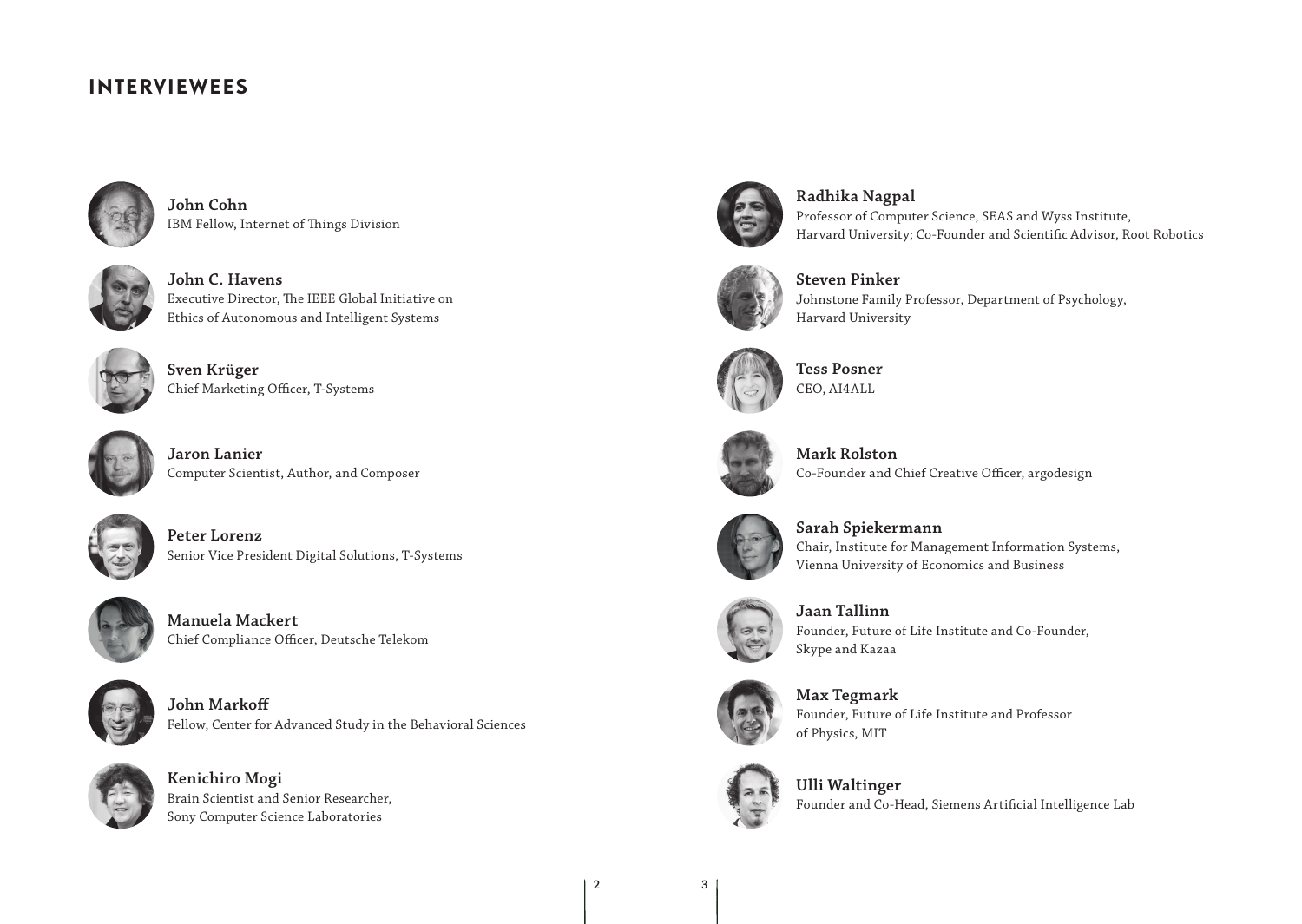# INTERVIEWEES

**John Cohn**
IBM Fellow, Internet of Things Division

**John C. Havens**
Executive Director, The IEEE Global Initiative on Ethics of Autonomous and Intelligent Systems

**Sven Krüger**
Chief Marketing Officer, T-Systems

**Jaron Lanier**
Computer Scientist, Author, and Composer

**Peter Lorenz**
Senior Vice President Digital Solutions, T-Systems

**Manuela Mackert**
Chief Compliance Officer, Deutsche Telekom

**John Markoff**
Fellow, Center for Advanced Study in the Behavioral Sciences

**Kenichiro Mogi**
Brain Scientist and Senior Researcher, Sony Computer Science Laboratories

**Radhika Nagpal**
Professor of Computer Science, SEAS and Wyss Institute, Harvard University; Co-Founder and Scientific Advisor, Root Robotics

**Steven Pinker**
Johnstone Family Professor, Department of Psychology, Harvard University

**Tess Posner**
CEO, AI4ALL

**Mark Rolston**
Co-Founder and Chief Creative Officer, argodesign

**Sarah Spiekermann**
Chair, Institute for Management Information Systems, Vienna University of Economics and Business

**Jaan Tallinn**
Founder, Future of Life Institute and Co-Founder, Skype and Kazaa

**Max Tegmark**
Founder, Future of Life Institute and Professor of Physics, MIT

**Ulli Waltinger**
Founder and Co-Head, Siemens Artificial Intelligence Lab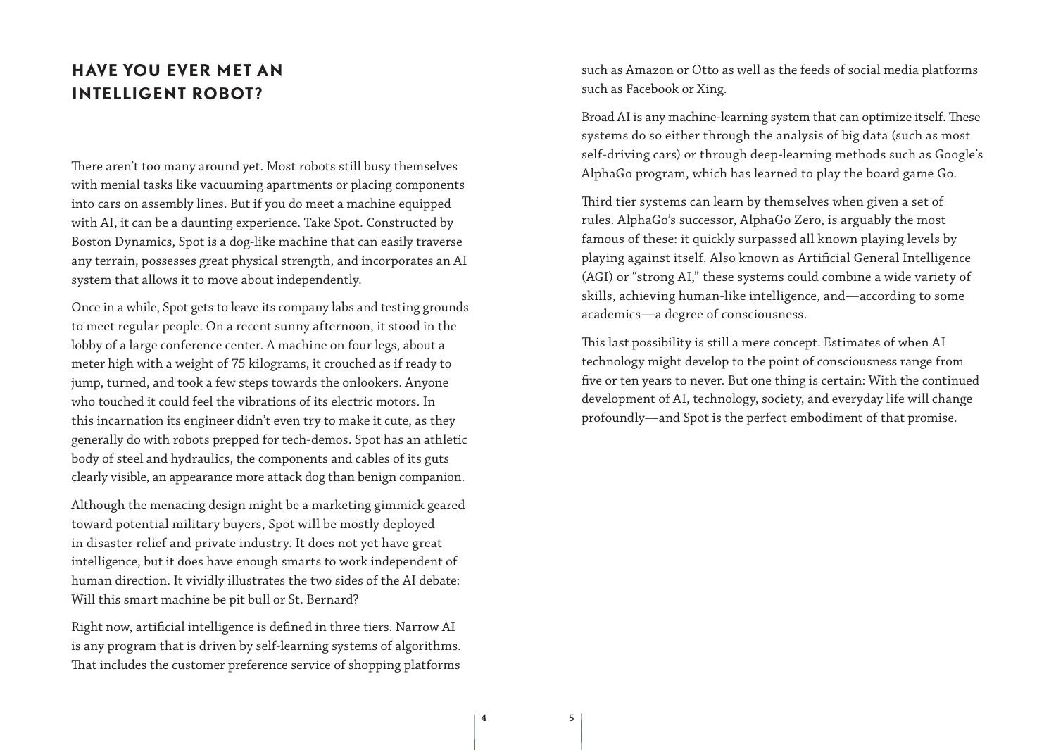## HAVE YOU EVER MET AN INTELLIGENT ROBOT?

There aren't too many around yet. Most robots still busy themselves with menial tasks like vacuuming apartments or placing components into cars on assembly lines. But if you do meet a machine equipped with AI, it can be a daunting experience. Take Spot. Constructed by Boston Dynamics, Spot is a dog-like machine that can easily traverse any terrain, possesses great physical strength, and incorporates an AI system that allows it to move about independently.

Once in a while, Spot gets to leave its company labs and testing grounds to meet regular people. On a recent sunny afternoon, it stood in the lobby of a large conference center. A machine on four legs, about a meter high with a weight of 75 kilograms, it crouched as if ready to jump, turned, and took a few steps towards the onlookers. Anyone who touched it could feel the vibrations of its electric motors. In this incarnation its engineer didn't even try to make it cute, as they generally do with robots prepped for tech-demos. Spot has an athletic body of steel and hydraulics, the components and cables of its guts clearly visible, an appearance more attack dog than benign companion.

Although the menacing design might be a marketing gimmick geared toward potential military buyers, Spot will be mostly deployed in disaster relief and private industry. It does not yet have great intelligence, but it does have enough smarts to work independent of human direction. It vividly illustrates the two sides of the AI debate: Will this smart machine be pit bull or St. Bernard?

Right now, artificial intelligence is defined in three tiers. Narrow AI is any program that is driven by self-learning systems of algorithms. That includes the customer preference service of shopping platforms such as Amazon or Otto as well as the feeds of social media platforms such as Facebook or Xing.

Broad AI is any machine-learning system that can optimize itself. These systems do so either through the analysis of big data (such as most self-driving cars) or through deep-learning methods such as Google's AlphaGo program, which has learned to play the board game Go.

Third tier systems can learn by themselves when given a set of rules. AlphaGo's successor, AlphaGo Zero, is arguably the most famous of these: it quickly surpassed all known playing levels by playing against itself. Also known as Artificial General Intelligence (AGI) or "strong AI," these systems could combine a wide variety of skills, achieving human-like intelligence, and—according to some academics—a degree of consciousness.

This last possibility is still a mere concept. Estimates of when AI technology might develop to the point of consciousness range from five or ten years to never. But one thing is certain: With the continued development of AI, technology, society, and everyday life will change profoundly—and Spot is the perfect embodiment of that promise.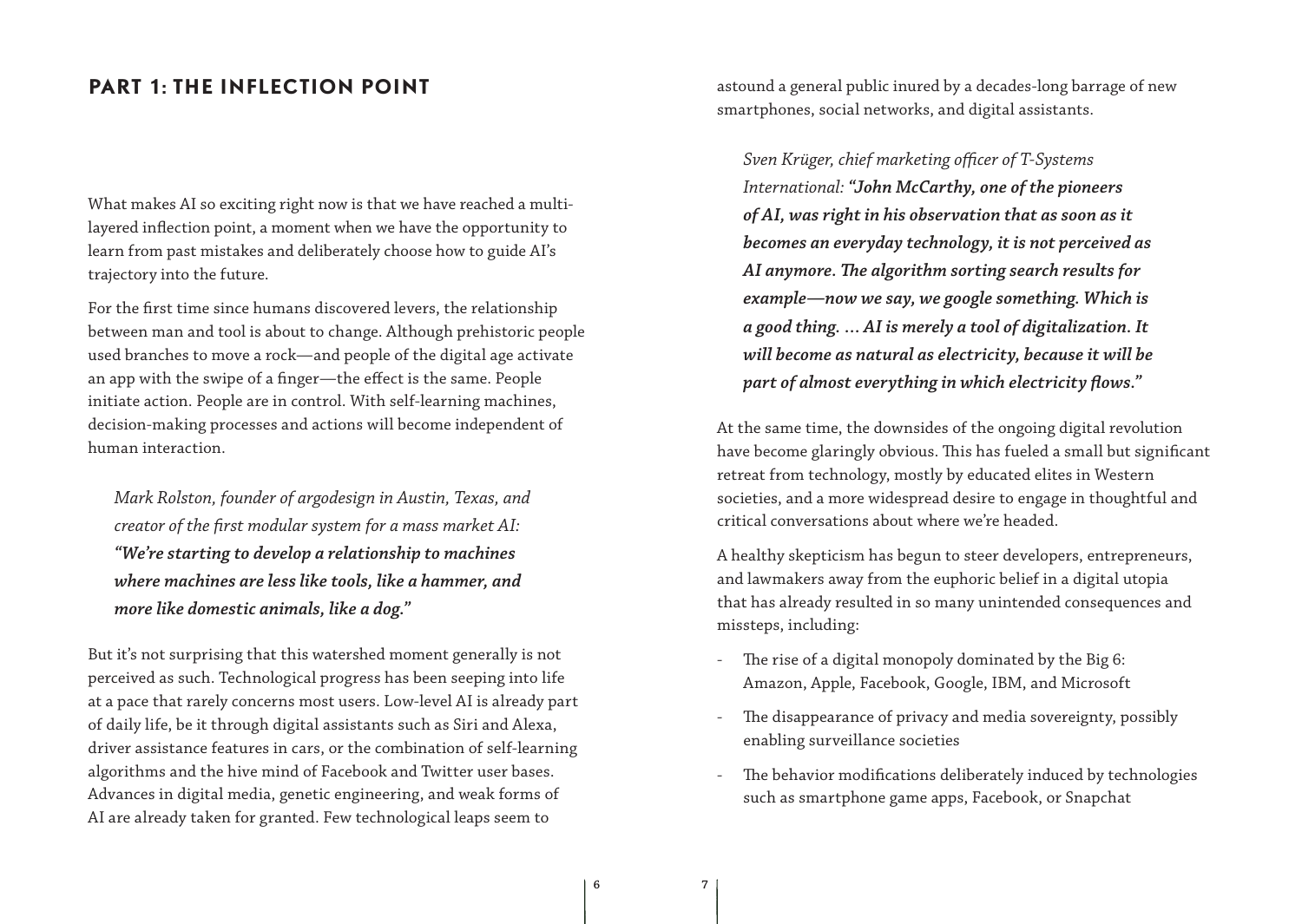## PART 1: THE INFLECTION POINT

What makes AI so exciting right now is that we have reached a multi-layered inflection point, a moment when we have the opportunity to learn from past mistakes and deliberately choose how to guide AI's trajectory into the future.

For the first time since humans discovered levers, the relationship between man and tool is about to change. Although prehistoric people used branches to move a rock—and people of the digital age activate an app with the swipe of a finger—the effect is the same. People initiate action. People are in control. With self-learning machines, decision-making processes and actions will become independent of human interaction.

> *Mark Rolston, founder of argodesign in Austin, Texas, and creator of the first modular system for a mass market AI:* ***"We're starting to develop a relationship to machines where machines are less like tools, like a hammer, and more like domestic animals, like a dog."***

But it's not surprising that this watershed moment generally is not perceived as such. Technological progress has been seeping into life at a pace that rarely concerns most users. Low-level AI is already part of daily life, be it through digital assistants such as Siri and Alexa, driver assistance features in cars, or the combination of self-learning algorithms and the hive mind of Facebook and Twitter user bases. Advances in digital media, genetic engineering, and weak forms of AI are already taken for granted. Few technological leaps seem to astound a general public inured by a decades-long barrage of new smartphones, social networks, and digital assistants.

> *Sven Krüger, chief marketing officer of T-Systems International:* ***"John McCarthy, one of the pioneers of AI, was right in his observation that as soon as it becomes an everyday technology, it is not perceived as AI anymore. The algorithm sorting search results for example—now we say, we google something. Which is a good thing. … AI is merely a tool of digitalization. It will become as natural as electricity, because it will be part of almost everything in which electricity flows."***

At the same time, the downsides of the ongoing digital revolution have become glaringly obvious. This has fueled a small but significant retreat from technology, mostly by educated elites in Western societies, and a more widespread desire to engage in thoughtful and critical conversations about where we're headed.

A healthy skepticism has begun to steer developers, entrepreneurs, and lawmakers away from the euphoric belief in a digital utopia that has already resulted in so many unintended consequences and missteps, including:

- The rise of a digital monopoly dominated by the Big 6: Amazon, Apple, Facebook, Google, IBM, and Microsoft
- The disappearance of privacy and media sovereignty, possibly enabling surveillance societies
- The behavior modifications deliberately induced by technologies such as smartphone game apps, Facebook, or Snapchat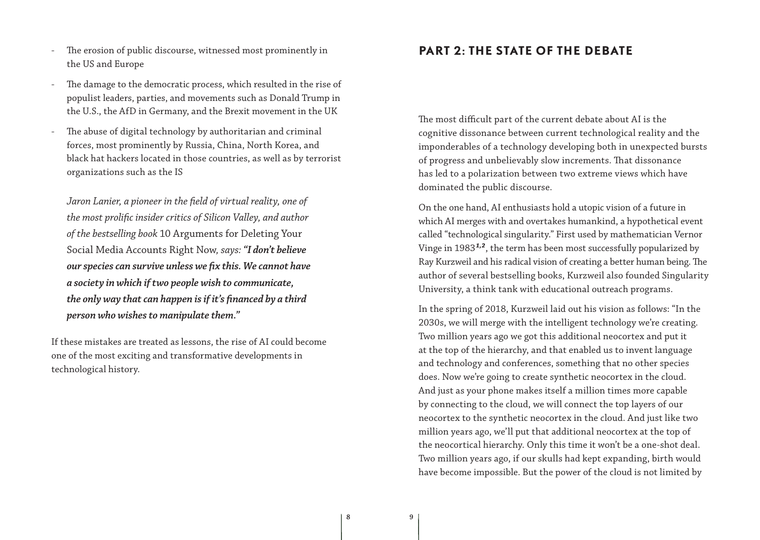- The erosion of public discourse, witnessed most prominently in the US and Europe
- The damage to the democratic process, which resulted in the rise of populist leaders, parties, and movements such as Donald Trump in the U.S., the AfD in Germany, and the Brexit movement in the UK
- The abuse of digital technology by authoritarian and criminal forces, most prominently by Russia, China, North Korea, and black hat hackers located in those countries, as well as by terrorist organizations such as the IS

*Jaron Lanier, a pioneer in the field of virtual reality, one of the most prolific insider critics of Silicon Valley, and author of the bestselling book* 10 Arguments for Deleting Your Social Media Accounts Right Now*, says:* ***"I don't believe our species can survive unless we fix this. We cannot have a society in which if two people wish to communicate, the only way that can happen is if it's financed by a third person who wishes to manipulate them."***

If these mistakes are treated as lessons, the rise of AI could become one of the most exciting and transformative developments in technological history.

## PART 2: THE STATE OF THE DEBATE

The most difficult part of the current debate about AI is the cognitive dissonance between current technological reality and the imponderables of a technology developing both in unexpected bursts of progress and unbelievably slow increments. That dissonance has led to a polarization between two extreme views which have dominated the public discourse.

On the one hand, AI enthusiasts hold a utopic vision of a future in which AI merges with and overtakes humankind, a hypothetical event called "technological singularity." First used by mathematician Vernor Vinge in 1983[1,2], the term has been most successfully popularized by Ray Kurzweil and his radical vision of creating a better human being. The author of several bestselling books, Kurzweil also founded Singularity University, a think tank with educational outreach programs.

In the spring of 2018, Kurzweil laid out his vision as follows: "In the 2030s, we will merge with the intelligent technology we're creating. Two million years ago we got this additional neocortex and put it at the top of the hierarchy, and that enabled us to invent language and technology and conferences, something that no other species does. Now we're going to create synthetic neocortex in the cloud. And just as your phone makes itself a million times more capable by connecting to the cloud, we will connect the top layers of our neocortex to the synthetic neocortex in the cloud. And just like two million years ago, we'll put that additional neocortex at the top of the neocortical hierarchy. Only this time it won't be a one-shot deal. Two million years ago, if our skulls had kept expanding, birth would have become impossible. But the power of the cloud is not limited by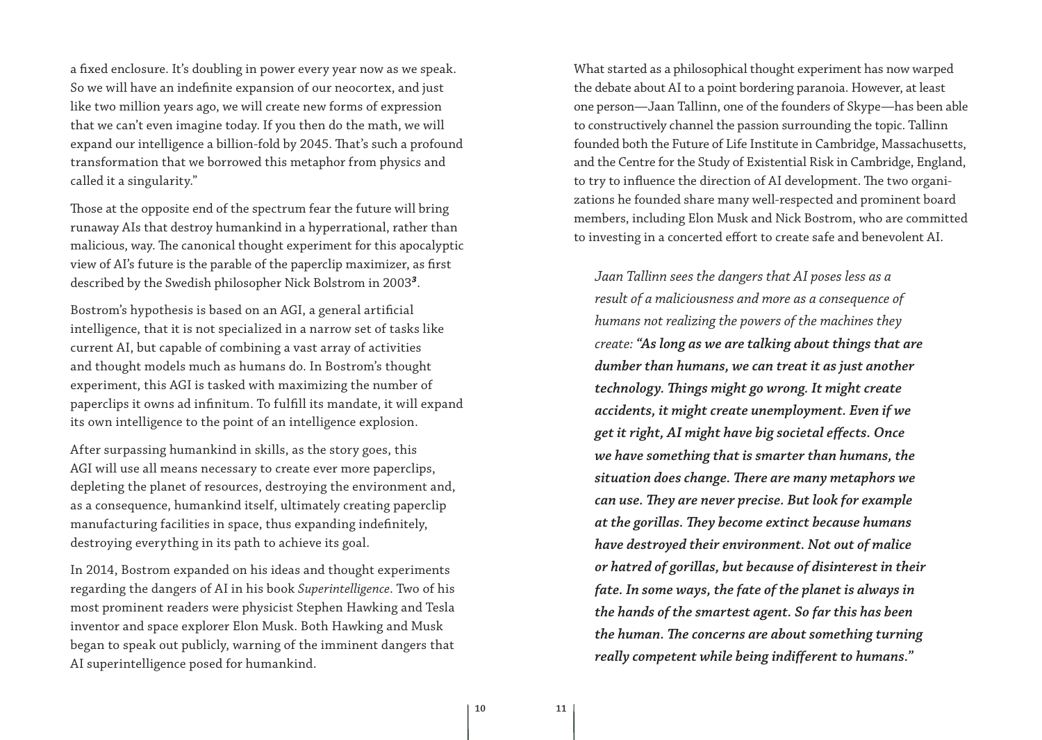a fixed enclosure. It's doubling in power every year now as we speak. So we will have an indefinite expansion of our neocortex, and just like two million years ago, we will create new forms of expression that we can't even imagine today. If you then do the math, we will expand our intelligence a billion-fold by 2045. That's such a profound transformation that we borrowed this metaphor from physics and called it a singularity."

Those at the opposite end of the spectrum fear the future will bring runaway AIs that destroy humankind in a hyperrational, rather than malicious, way. The canonical thought experiment for this apocalyptic view of AI's future is the parable of the paperclip maximizer, as first described by the Swedish philosopher Nick Bolstrom in 2003[3].

Bostrom's hypothesis is based on an AGI, a general artificial intelligence, that it is not specialized in a narrow set of tasks like current AI, but capable of combining a vast array of activities and thought models much as humans do. In Bostrom's thought experiment, this AGI is tasked with maximizing the number of paperclips it owns ad infinitum. To fulfill its mandate, it will expand its own intelligence to the point of an intelligence explosion.

After surpassing humankind in skills, as the story goes, this AGI will use all means necessary to create ever more paperclips, depleting the planet of resources, destroying the environment and, as a consequence, humankind itself, ultimately creating paperclip manufacturing facilities in space, thus expanding indefinitely, destroying everything in its path to achieve its goal.

In 2014, Bostrom expanded on his ideas and thought experiments regarding the dangers of AI in his book *Superintelligence*. Two of his most prominent readers were physicist Stephen Hawking and Tesla inventor and space explorer Elon Musk. Both Hawking and Musk began to speak out publicly, warning of the imminent dangers that AI superintelligence posed for humankind.

What started as a philosophical thought experiment has now warped the debate about AI to a point bordering paranoia. However, at least one person—Jaan Tallinn, one of the founders of Skype—has been able to constructively channel the passion surrounding the topic. Tallinn founded both the Future of Life Institute in Cambridge, Massachusetts, and the Centre for the Study of Existential Risk in Cambridge, England, to try to influence the direction of AI development. The two organizations he founded share many well-respected and prominent board members, including Elon Musk and Nick Bostrom, who are committed to investing in a concerted effort to create safe and benevolent AI.

*Jaan Tallinn sees the dangers that AI poses less as a result of a maliciousness and more as a consequence of humans not realizing the powers of the machines they create: **"As long as we are talking about things that are dumber than humans, we can treat it as just another technology. Things might go wrong. It might create accidents, it might create unemployment. Even if we get it right, AI might have big societal effects. Once we have something that is smarter than humans, the situation does change. There are many metaphors we can use. They are never precise. But look for example at the gorillas. They become extinct because humans have destroyed their environment. Not out of malice or hatred of gorillas, but because of disinterest in their fate. In some ways, the fate of the planet is always in the hands of the smartest agent. So far this has been the human. The concerns are about something turning really competent while being indifferent to humans."***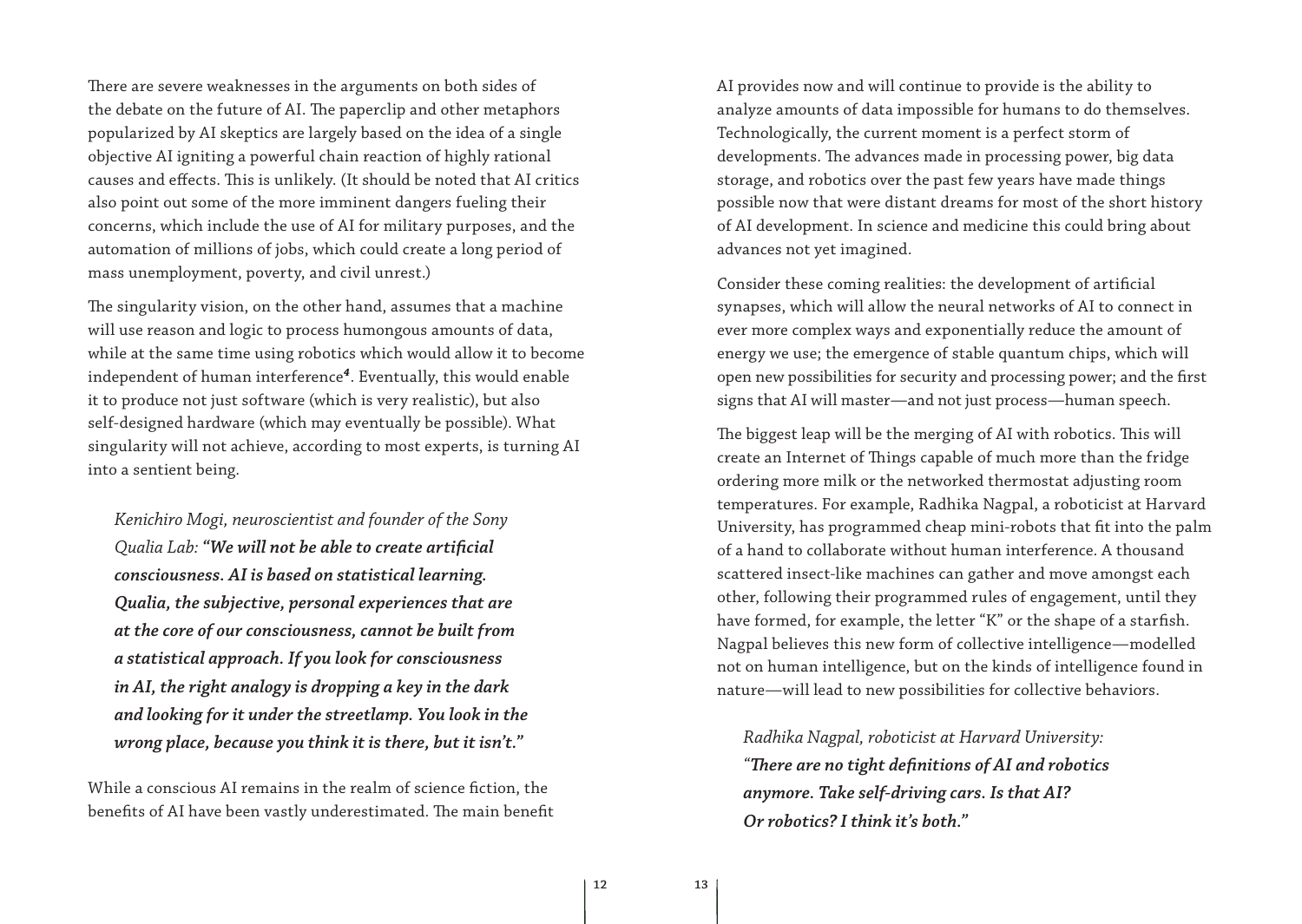There are severe weaknesses in the arguments on both sides of the debate on the future of AI. The paperclip and other metaphors popularized by AI skeptics are largely based on the idea of a single objective AI igniting a powerful chain reaction of highly rational causes and effects. This is unlikely. (It should be noted that AI critics also point out some of the more imminent dangers fueling their concerns, which include the use of AI for military purposes, and the automation of millions of jobs, which could create a long period of mass unemployment, poverty, and civil unrest.)

The singularity vision, on the other hand, assumes that a machine will use reason and logic to process humongous amounts of data, while at the same time using robotics which would allow it to become independent of human interference[4]. Eventually, this would enable it to produce not just software (which is very realistic), but also self-designed hardware (which may eventually be possible). What singularity will not achieve, according to most experts, is turning AI into a sentient being.

> *Kenichiro Mogi, neuroscientist and founder of the Sony Qualia Lab:* ***"We will not be able to create artificial consciousness. AI is based on statistical learning. Qualia, the subjective, personal experiences that are at the core of our consciousness, cannot be built from a statistical approach. If you look for consciousness in AI, the right analogy is dropping a key in the dark and looking for it under the streetlamp. You look in the wrong place, because you think it is there, but it isn't."***

While a conscious AI remains in the realm of science fiction, the benefits of AI have been vastly underestimated. The main benefit AI provides now and will continue to provide is the ability to analyze amounts of data impossible for humans to do themselves. Technologically, the current moment is a perfect storm of developments. The advances made in processing power, big data storage, and robotics over the past few years have made things possible now that were distant dreams for most of the short history of AI development. In science and medicine this could bring about advances not yet imagined.

Consider these coming realities: the development of artificial synapses, which will allow the neural networks of AI to connect in ever more complex ways and exponentially reduce the amount of energy we use; the emergence of stable quantum chips, which will open new possibilities for security and processing power; and the first signs that AI will master—and not just process—human speech.

The biggest leap will be the merging of AI with robotics. This will create an Internet of Things capable of much more than the fridge ordering more milk or the networked thermostat adjusting room temperatures. For example, Radhika Nagpal, a roboticist at Harvard University, has programmed cheap mini-robots that fit into the palm of a hand to collaborate without human interference. A thousand scattered insect-like machines can gather and move amongst each other, following their programmed rules of engagement, until they have formed, for example, the letter "K" or the shape of a starfish. Nagpal believes this new form of collective intelligence—modelled not on human intelligence, but on the kinds of intelligence found in nature—will lead to new possibilities for collective behaviors.

> *Radhika Nagpal, roboticist at Harvard University:* ***"There are no tight definitions of AI and robotics anymore. Take self-driving cars. Is that AI? Or robotics? I think it's both."***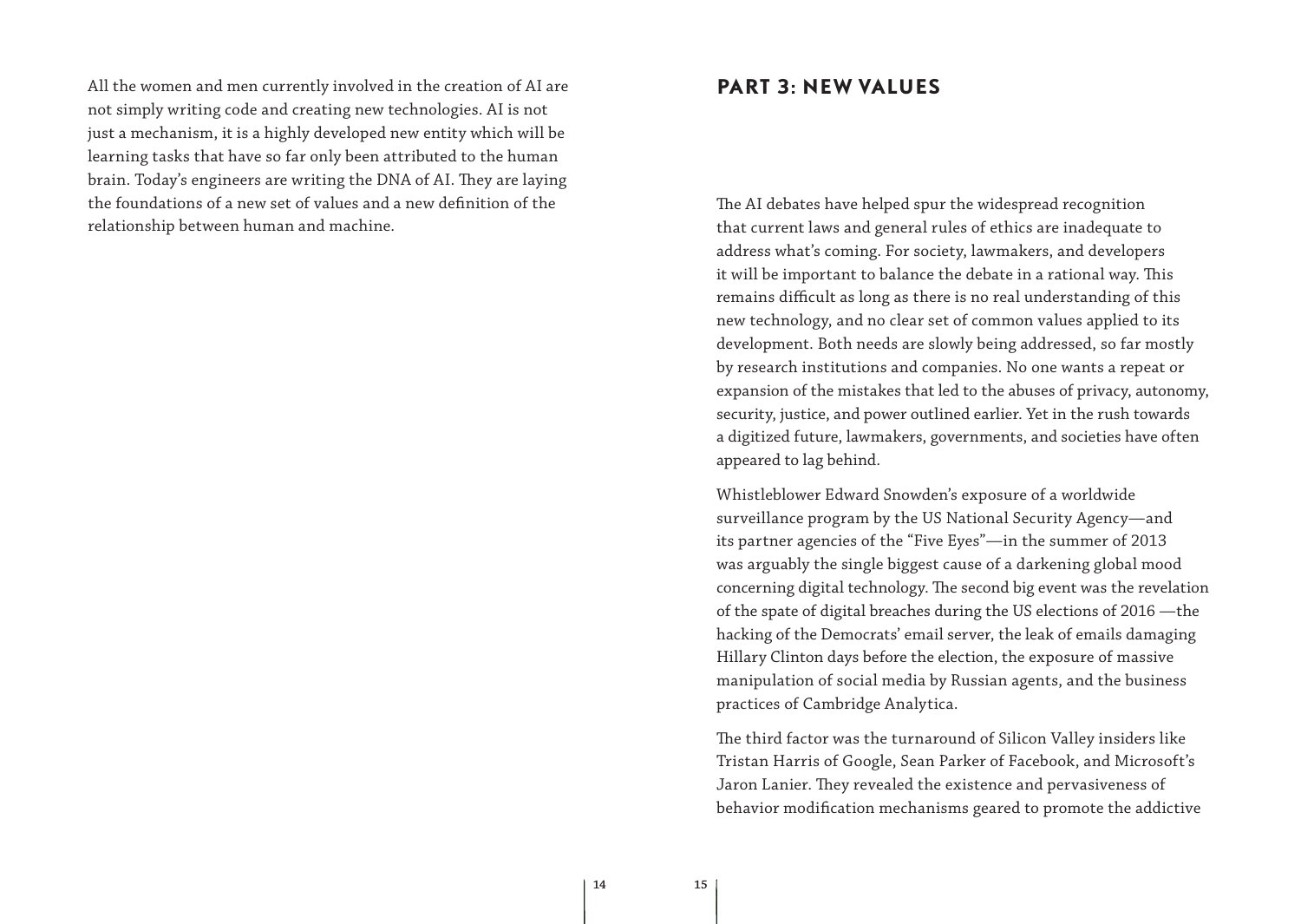All the women and men currently involved in the creation of AI are not simply writing code and creating new technologies. AI is not just a mechanism, it is a highly developed new entity which will be learning tasks that have so far only been attributed to the human brain. Today's engineers are writing the DNA of AI. They are laying the foundations of a new set of values and a new definition of the relationship between human and machine.

## PART 3: NEW VALUES

The AI debates have helped spur the widespread recognition that current laws and general rules of ethics are inadequate to address what's coming. For society, lawmakers, and developers it will be important to balance the debate in a rational way. This remains difficult as long as there is no real understanding of this new technology, and no clear set of common values applied to its development. Both needs are slowly being addressed, so far mostly by research institutions and companies. No one wants a repeat or expansion of the mistakes that led to the abuses of privacy, autonomy, security, justice, and power outlined earlier. Yet in the rush towards a digitized future, lawmakers, governments, and societies have often appeared to lag behind.

Whistleblower Edward Snowden's exposure of a worldwide surveillance program by the US National Security Agency—and its partner agencies of the "Five Eyes"—in the summer of 2013 was arguably the single biggest cause of a darkening global mood concerning digital technology. The second big event was the revelation of the spate of digital breaches during the US elections of 2016 —the hacking of the Democrats' email server, the leak of emails damaging Hillary Clinton days before the election, the exposure of massive manipulation of social media by Russian agents, and the business practices of Cambridge Analytica.

The third factor was the turnaround of Silicon Valley insiders like Tristan Harris of Google, Sean Parker of Facebook, and Microsoft's Jaron Lanier. They revealed the existence and pervasiveness of behavior modification mechanisms geared to promote the addictive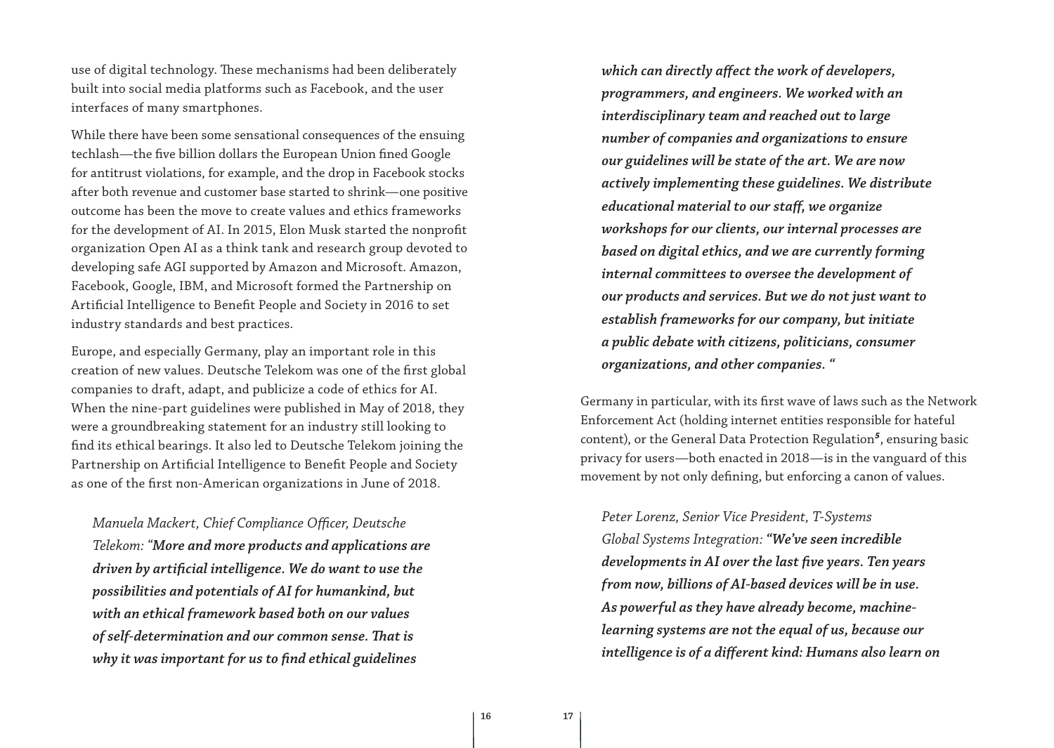use of digital technology. These mechanisms had been deliberately built into social media platforms such as Facebook, and the user interfaces of many smartphones.

While there have been some sensational consequences of the ensuing techlash—the five billion dollars the European Union fined Google for antitrust violations, for example, and the drop in Facebook stocks after both revenue and customer base started to shrink—one positive outcome has been the move to create values and ethics frameworks for the development of AI. In 2015, Elon Musk started the nonprofit organization Open AI as a think tank and research group devoted to developing safe AGI supported by Amazon and Microsoft. Amazon, Facebook, Google, IBM, and Microsoft formed the Partnership on Artificial Intelligence to Benefit People and Society in 2016 to set industry standards and best practices.

Europe, and especially Germany, play an important role in this creation of new values. Deutsche Telekom was one of the first global companies to draft, adapt, and publicize a code of ethics for AI. When the nine-part guidelines were published in May of 2018, they were a groundbreaking statement for an industry still looking to find its ethical bearings. It also led to Deutsche Telekom joining the Partnership on Artificial Intelligence to Benefit People and Society as one of the first non-American organizations in June of 2018.

> *Manuela Mackert, Chief Compliance Officer, Deutsche Telekom: "**More and more products and applications are driven by artificial intelligence. We do want to use the possibilities and potentials of AI for humankind, but with an ethical framework based both on our values of self-determination and our common sense. That is why it was important for us to find ethical guidelines which can directly affect the work of developers, programmers, and engineers. We worked with an interdisciplinary team and reached out to large number of companies and organizations to ensure our guidelines will be state of the art. We are now actively implementing these guidelines. We distribute educational material to our staff, we organize workshops for our clients, our internal processes are based on digital ethics, and we are currently forming internal committees to oversee the development of our products and services. But we do not just want to establish frameworks for our company, but initiate a public debate with citizens, politicians, consumer organizations, and other companies.** "*

Germany in particular, with its first wave of laws such as the Network Enforcement Act (holding internet entities responsible for hateful content), or the General Data Protection Regulation[5], ensuring basic privacy for users—both enacted in 2018—is in the vanguard of this movement by not only defining, but enforcing a canon of values.

> *Peter Lorenz, Senior Vice President, T-Systems Global Systems Integration: "**We've seen incredible developments in AI over the last five years. Ten years from now, billions of AI-based devices will be in use. As powerful as they have already become, machine-learning systems are not the equal of us, because our intelligence is of a different kind: Humans also learn on***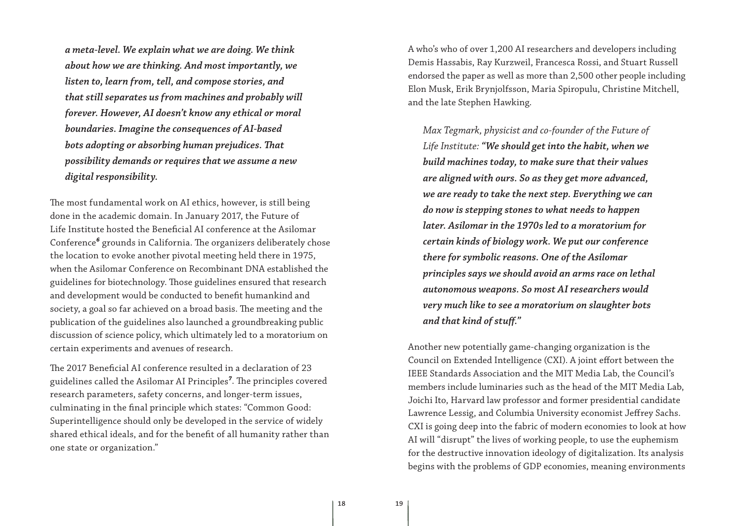***a meta-level. We explain what we are doing. We think about how we are thinking. And most importantly, we listen to, learn from, tell, and compose stories, and that still separates us from machines and probably will forever. However, AI doesn't know any ethical or moral boundaries. Imagine the consequences of AI-based bots adopting or absorbing human prejudices. That possibility demands or requires that we assume a new digital responsibility.***

The most fundamental work on AI ethics, however, is still being done in the academic domain. In January 2017, the Future of Life Institute hosted the Beneficial AI conference at the Asilomar Conference[6] grounds in California. The organizers deliberately chose the location to evoke another pivotal meeting held there in 1975, when the Asilomar Conference on Recombinant DNA established the guidelines for biotechnology. Those guidelines ensured that research and development would be conducted to benefit humankind and society, a goal so far achieved on a broad basis. The meeting and the publication of the guidelines also launched a groundbreaking public discussion of science policy, which ultimately led to a moratorium on certain experiments and avenues of research.

The 2017 Beneficial AI conference resulted in a declaration of 23 guidelines called the Asilomar AI Principles[7]. The principles covered research parameters, safety concerns, and longer-term issues, culminating in the final principle which states: "Common Good: Superintelligence should only be developed in the service of widely shared ethical ideals, and for the benefit of all humanity rather than one state or organization."

A who's who of over 1,200 AI researchers and developers including Demis Hassabis, Ray Kurzweil, Francesca Rossi, and Stuart Russell endorsed the paper as well as more than 2,500 other people including Elon Musk, Erik Brynjolfsson, Maria Spiropulu, Christine Mitchell, and the late Stephen Hawking.

*Max Tegmark, physicist and co-founder of the Future of Life Institute:* ***"We should get into the habit, when we build machines today, to make sure that their values are aligned with ours. So as they get more advanced, we are ready to take the next step. Everything we can do now is stepping stones to what needs to happen later. Asilomar in the 1970s led to a moratorium for certain kinds of biology work. We put our conference there for symbolic reasons. One of the Asilomar principles says we should avoid an arms race on lethal autonomous weapons. So most AI researchers would very much like to see a moratorium on slaughter bots and that kind of stuff."***

Another new potentially game-changing organization is the Council on Extended Intelligence (CXI). A joint effort between the IEEE Standards Association and the MIT Media Lab, the Council's members include luminaries such as the head of the MIT Media Lab, Joichi Ito, Harvard law professor and former presidential candidate Lawrence Lessig, and Columbia University economist Jeffrey Sachs. CXI is going deep into the fabric of modern economies to look at how AI will "disrupt" the lives of working people, to use the euphemism for the destructive innovation ideology of digitalization. Its analysis begins with the problems of GDP economies, meaning environments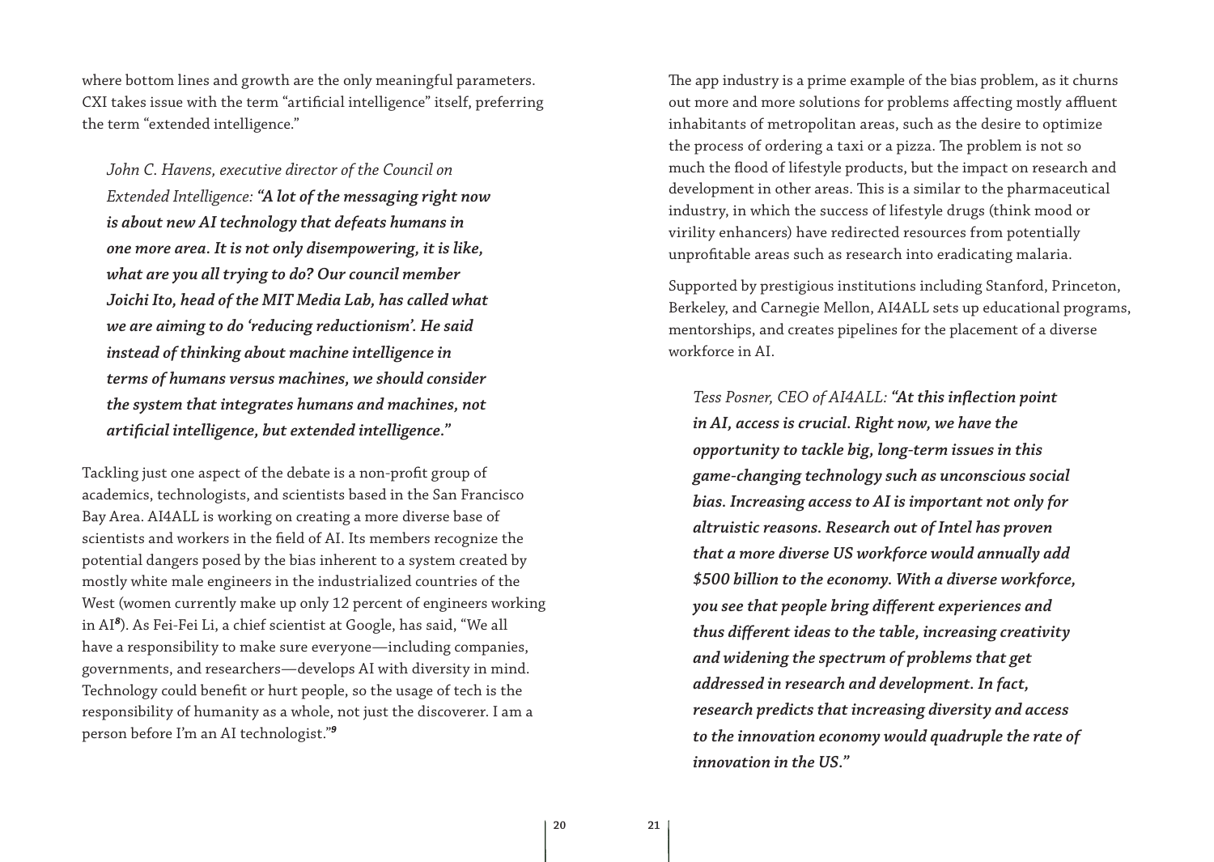where bottom lines and growth are the only meaningful parameters. CXI takes issue with the term "artificial intelligence" itself, preferring the term "extended intelligence."

*John C. Havens, executive director of the Council on Extended Intelligence:* ***"A lot of the messaging right now is about new AI technology that defeats humans in one more area. It is not only disempowering, it is like, what are you all trying to do? Our council member Joichi Ito, head of the MIT Media Lab, has called what we are aiming to do 'reducing reductionism'. He said instead of thinking about machine intelligence in terms of humans versus machines, we should consider the system that integrates humans and machines, not artificial intelligence, but extended intelligence."***

Tackling just one aspect of the debate is a non-profit group of academics, technologists, and scientists based in the San Francisco Bay Area. AI4ALL is working on creating a more diverse base of scientists and workers in the field of AI. Its members recognize the potential dangers posed by the bias inherent to a system created by mostly white male engineers in the industrialized countries of the West (women currently make up only 12 percent of engineers working in AI[8]). As Fei-Fei Li, a chief scientist at Google, has said, "We all have a responsibility to make sure everyone—including companies, governments, and researchers—develops AI with diversity in mind. Technology could benefit or hurt people, so the usage of tech is the responsibility of humanity as a whole, not just the discoverer. I am a person before I'm an AI technologist."[9]

The app industry is a prime example of the bias problem, as it churns out more and more solutions for problems affecting mostly affluent inhabitants of metropolitan areas, such as the desire to optimize the process of ordering a taxi or a pizza. The problem is not so much the flood of lifestyle products, but the impact on research and development in other areas. This is a similar to the pharmaceutical industry, in which the success of lifestyle drugs (think mood or virility enhancers) have redirected resources from potentially unprofitable areas such as research into eradicating malaria.

Supported by prestigious institutions including Stanford, Princeton, Berkeley, and Carnegie Mellon, AI4ALL sets up educational programs, mentorships, and creates pipelines for the placement of a diverse workforce in AI.

*Tess Posner, CEO of AI4ALL:* ***"At this inflection point in AI, access is crucial. Right now, we have the opportunity to tackle big, long-term issues in this game-changing technology such as unconscious social bias. Increasing access to AI is important not only for altruistic reasons. Research out of Intel has proven that a more diverse US workforce would annually add \$500 billion to the economy. With a diverse workforce, you see that people bring different experiences and thus different ideas to the table, increasing creativity and widening the spectrum of problems that get addressed in research and development. In fact, research predicts that increasing diversity and access to the innovation economy would quadruple the rate of innovation in the US."***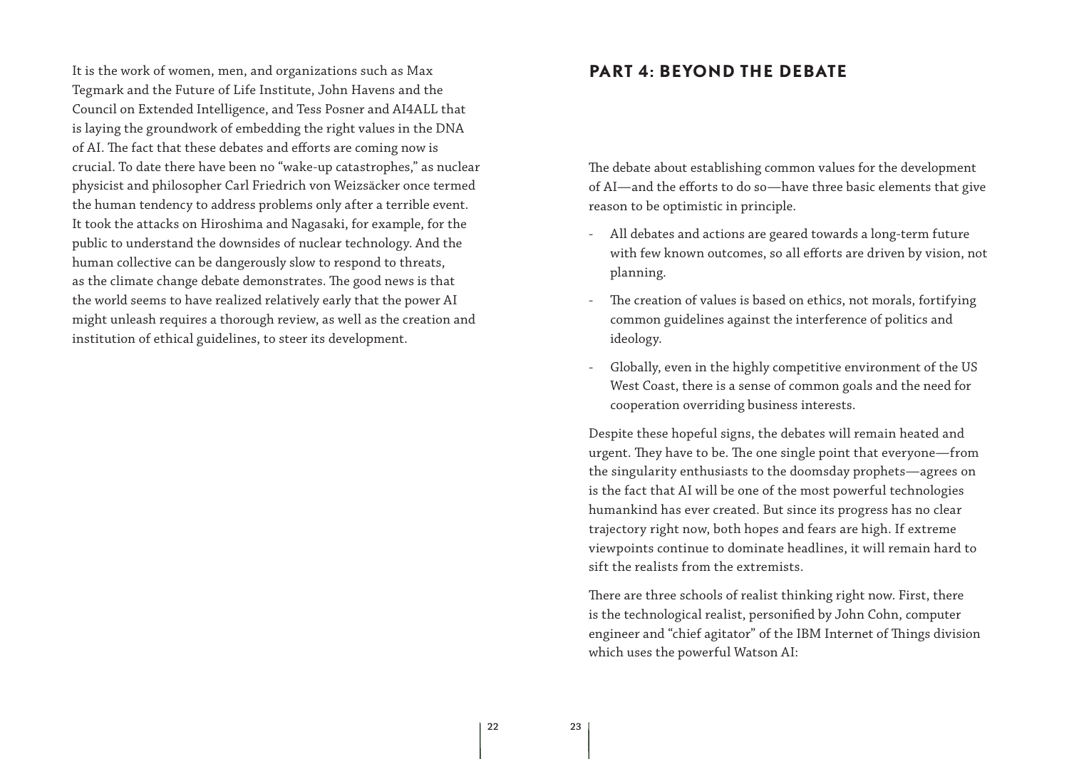It is the work of women, men, and organizations such as Max Tegmark and the Future of Life Institute, John Havens and the Council on Extended Intelligence, and Tess Posner and AI4ALL that is laying the groundwork of embedding the right values in the DNA of AI. The fact that these debates and efforts are coming now is crucial. To date there have been no "wake-up catastrophes," as nuclear physicist and philosopher Carl Friedrich von Weizsäcker once termed the human tendency to address problems only after a terrible event. It took the attacks on Hiroshima and Nagasaki, for example, for the public to understand the downsides of nuclear technology. And the human collective can be dangerously slow to respond to threats, as the climate change debate demonstrates. The good news is that the world seems to have realized relatively early that the power AI might unleash requires a thorough review, as well as the creation and institution of ethical guidelines, to steer its development.

## PART 4: BEYOND THE DEBATE

The debate about establishing common values for the development of AI—and the efforts to do so—have three basic elements that give reason to be optimistic in principle.

- All debates and actions are geared towards a long-term future with few known outcomes, so all efforts are driven by vision, not planning.
- The creation of values is based on ethics, not morals, fortifying common guidelines against the interference of politics and ideology.
- Globally, even in the highly competitive environment of the US West Coast, there is a sense of common goals and the need for cooperation overriding business interests.

Despite these hopeful signs, the debates will remain heated and urgent. They have to be. The one single point that everyone—from the singularity enthusiasts to the doomsday prophets—agrees on is the fact that AI will be one of the most powerful technologies humankind has ever created. But since its progress has no clear trajectory right now, both hopes and fears are high. If extreme viewpoints continue to dominate headlines, it will remain hard to sift the realists from the extremists.

There are three schools of realist thinking right now. First, there is the technological realist, personified by John Cohn, computer engineer and "chief agitator" of the IBM Internet of Things division which uses the powerful Watson AI: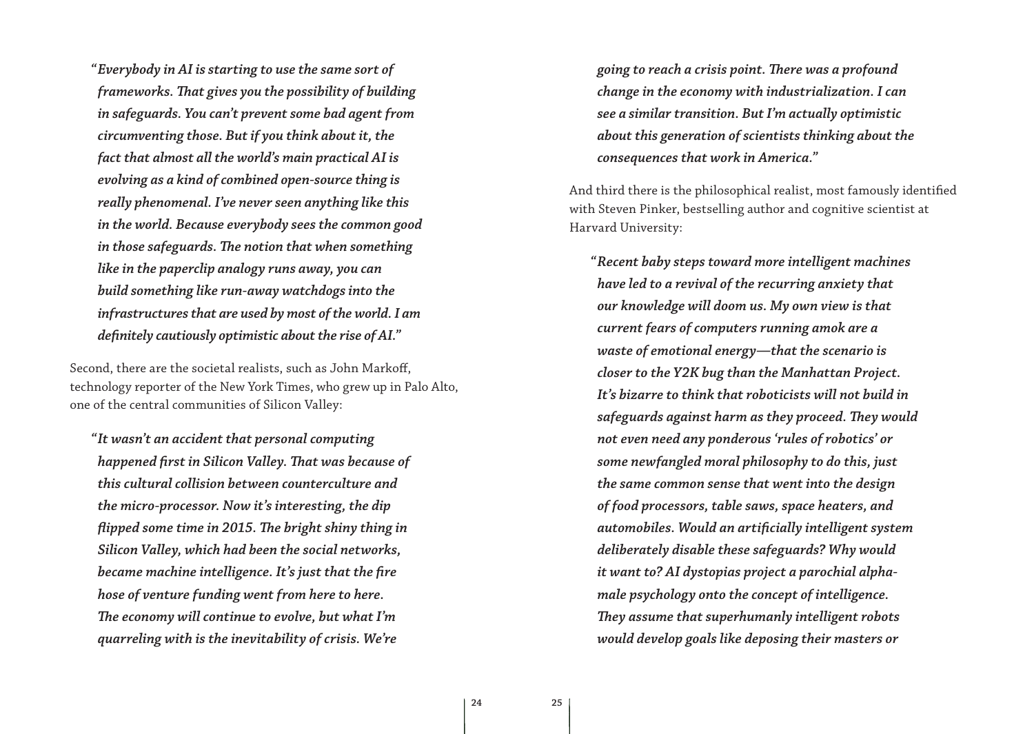*"Everybody in AI is starting to use the same sort of frameworks. That gives you the possibility of building in safeguards. You can't prevent some bad agent from circumventing those. But if you think about it, the fact that almost all the world's main practical AI is evolving as a kind of combined open-source thing is really phenomenal. I've never seen anything like this in the world. Because everybody sees the common good in those safeguards. The notion that when something like in the paperclip analogy runs away, you can build something like run-away watchdogs into the infrastructures that are used by most of the world. I am definitely cautiously optimistic about the rise of AI."*

Second, there are the societal realists, such as John Markoff, technology reporter of the New York Times, who grew up in Palo Alto, one of the central communities of Silicon Valley:

*"It wasn't an accident that personal computing happened first in Silicon Valley. That was because of this cultural collision between counterculture and the micro-processor. Now it's interesting, the dip flipped some time in 2015. The bright shiny thing in Silicon Valley, which had been the social networks, became machine intelligence. It's just that the fire hose of venture funding went from here to here. The economy will continue to evolve, but what I'm quarreling with is the inevitability of crisis. We're going to reach a crisis point. There was a profound change in the economy with industrialization. I can see a similar transition. But I'm actually optimistic about this generation of scientists thinking about the consequences that work in America."*

And third there is the philosophical realist, most famously identified with Steven Pinker, bestselling author and cognitive scientist at Harvard University:

*"Recent baby steps toward more intelligent machines have led to a revival of the recurring anxiety that our knowledge will doom us. My own view is that current fears of computers running amok are a waste of emotional energy—that the scenario is closer to the Y2K bug than the Manhattan Project. It's bizarre to think that roboticists will not build in safeguards against harm as they proceed. They would not even need any ponderous 'rules of robotics' or some newfangled moral philosophy to do this, just the same common sense that went into the design of food processors, table saws, space heaters, and automobiles. Would an artificially intelligent system deliberately disable these safeguards? Why would it want to? AI dystopias project a parochial alpha-male psychology onto the concept of intelligence. They assume that superhumanly intelligent robots would develop goals like deposing their masters or*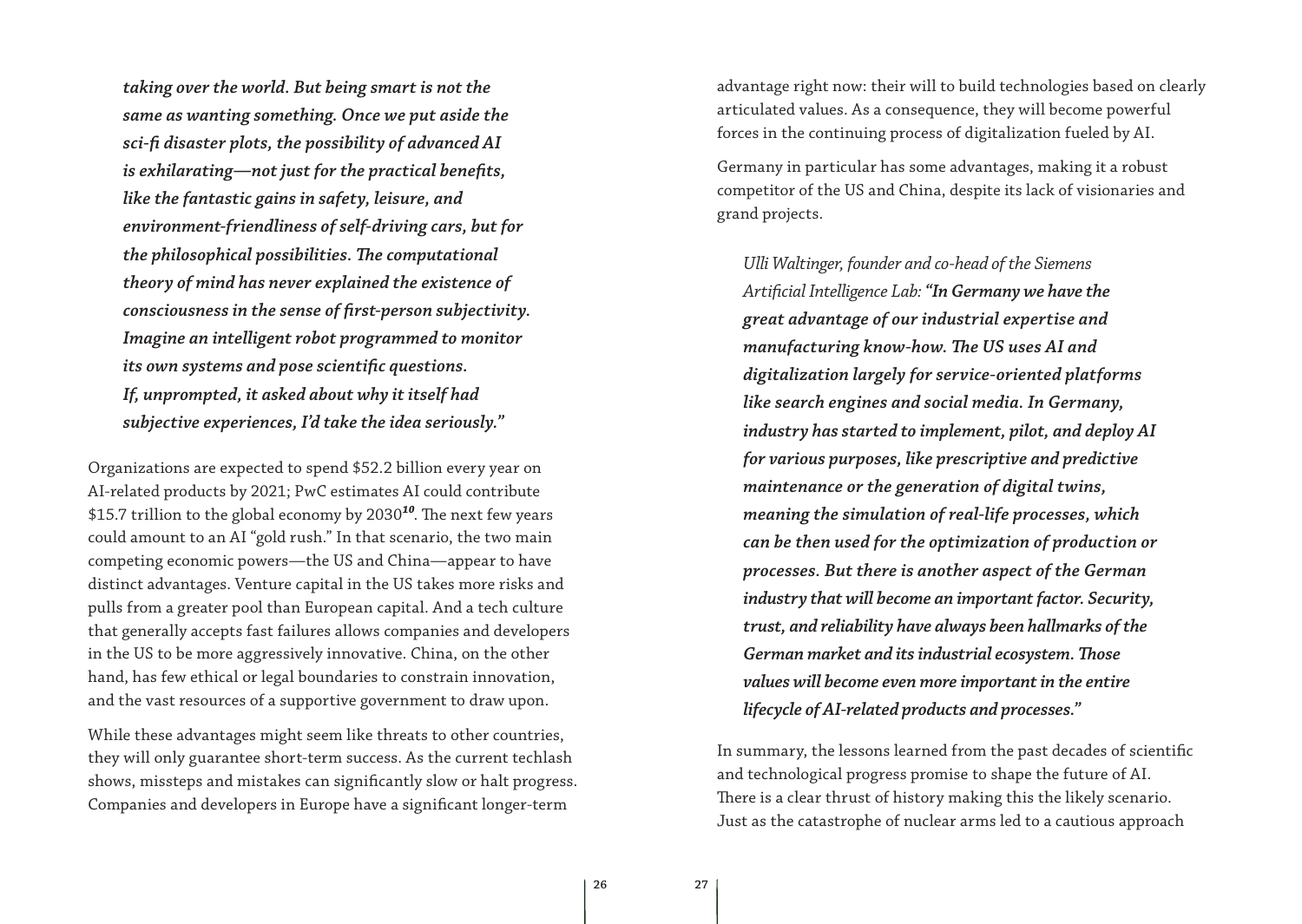***taking over the world. But being smart is not the same as wanting something. Once we put aside the sci-fi disaster plots, the possibility of advanced AI is exhilarating—not just for the practical benefits, like the fantastic gains in safety, leisure, and environment-friendliness of self-driving cars, but for the philosophical possibilities. The computational theory of mind has never explained the existence of consciousness in the sense of first-person subjectivity. Imagine an intelligent robot programmed to monitor its own systems and pose scientific questions. If, unprompted, it asked about why it itself had subjective experiences, I'd take the idea seriously."***

Organizations are expected to spend $52.2 billion every year on AI-related products by 2021; PwC estimates AI could contribute $15.7 trillion to the global economy by 2030[10]. The next few years could amount to an AI "gold rush." In that scenario, the two main competing economic powers—the US and China—appear to have distinct advantages. Venture capital in the US takes more risks and pulls from a greater pool than European capital. And a tech culture that generally accepts fast failures allows companies and developers in the US to be more aggressively innovative. China, on the other hand, has few ethical or legal boundaries to constrain innovation, and the vast resources of a supportive government to draw upon.

While these advantages might seem like threats to other countries, they will only guarantee short-term success. As the current techlash shows, missteps and mistakes can significantly slow or halt progress. Companies and developers in Europe have a significant longer-term advantage right now: their will to build technologies based on clearly articulated values. As a consequence, they will become powerful forces in the continuing process of digitalization fueled by AI.

Germany in particular has some advantages, making it a robust competitor of the US and China, despite its lack of visionaries and grand projects.

*Ulli Waltinger, founder and co-head of the Siemens Artificial Intelligence Lab:* ***"In Germany we have the great advantage of our industrial expertise and manufacturing know-how. The US uses AI and digitalization largely for service-oriented platforms like search engines and social media. In Germany, industry has started to implement, pilot, and deploy AI for various purposes, like prescriptive and predictive maintenance or the generation of digital twins, meaning the simulation of real-life processes, which can be then used for the optimization of production or processes. But there is another aspect of the German industry that will become an important factor. Security, trust, and reliability have always been hallmarks of the German market and its industrial ecosystem. Those values will become even more important in the entire lifecycle of AI-related products and processes."***

In summary, the lessons learned from the past decades of scientific and technological progress promise to shape the future of AI. There is a clear thrust of history making this the likely scenario. Just as the catastrophe of nuclear arms led to a cautious approach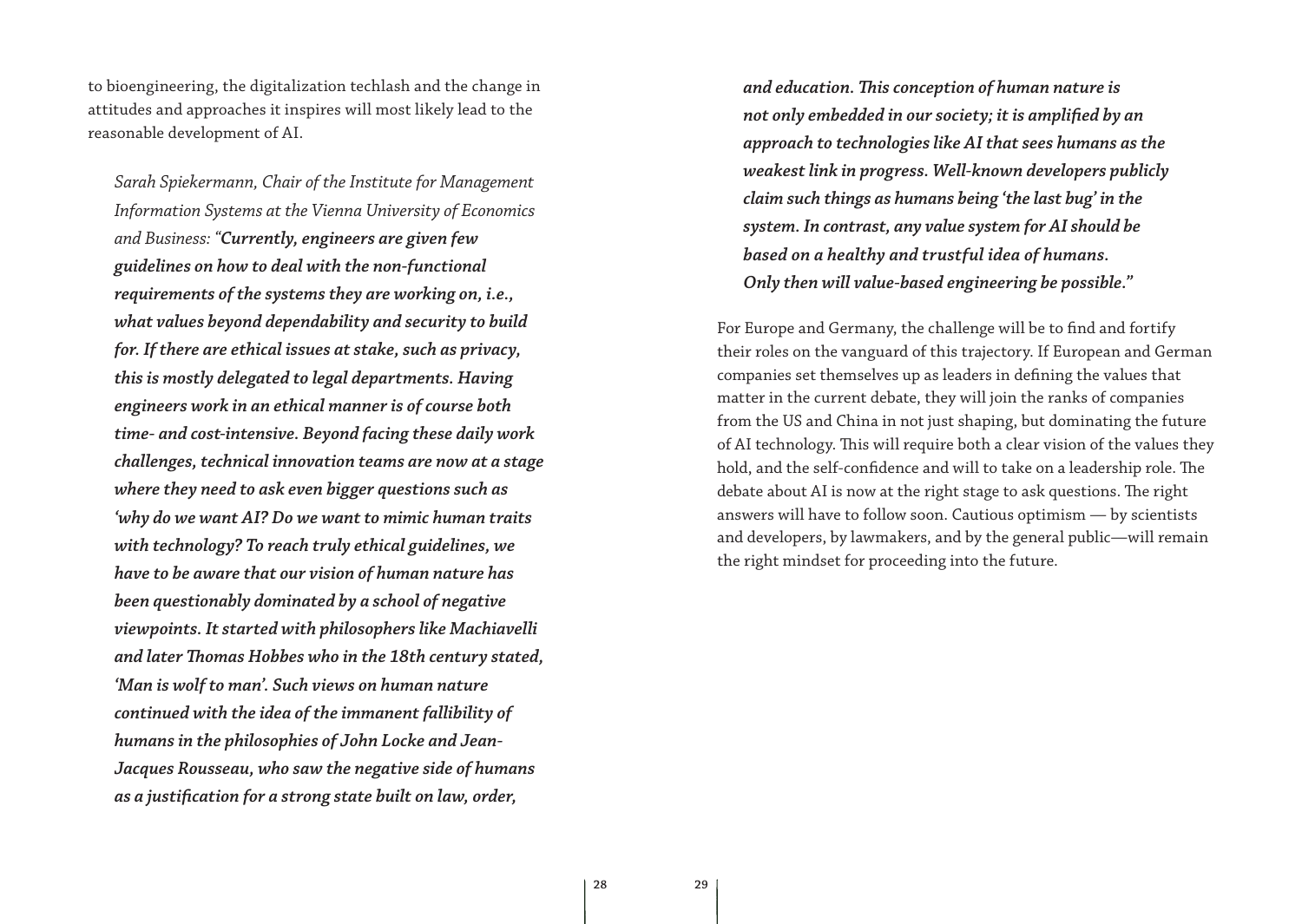to bioengineering, the digitalization techlash and the change in attitudes and approaches it inspires will most likely lead to the reasonable development of AI.

> *Sarah Spiekermann, Chair of the Institute for Management Information Systems at the Vienna University of Economics and Business: "**Currently, engineers are given few guidelines on how to deal with the non-functional requirements of the systems they are working on, i.e., what values beyond dependability and security to build for. If there are ethical issues at stake, such as privacy, this is mostly delegated to legal departments. Having engineers work in an ethical manner is of course both time- and cost-intensive. Beyond facing these daily work challenges, technical innovation teams are now at a stage where they need to ask even bigger questions such as 'why do we want AI? Do we want to mimic human traits with technology? To reach truly ethical guidelines, we have to be aware that our vision of human nature has been questionably dominated by a school of negative viewpoints. It started with philosophers like Machiavelli and later Thomas Hobbes who in the 18th century stated, 'Man is wolf to man'. Such views on human nature continued with the idea of the immanent fallibility of humans in the philosophies of John Locke and Jean-Jacques Rousseau, who saw the negative side of humans as a justification for a strong state built on law, order, and education. This conception of human nature is not only embedded in our society; it is amplified by an approach to technologies like AI that sees humans as the weakest link in progress. Well-known developers publicly claim such things as humans being 'the last bug' in the system. In contrast, any value system for AI should be based on a healthy and trustful idea of humans. Only then will value-based engineering be possible.**"*

For Europe and Germany, the challenge will be to find and fortify their roles on the vanguard of this trajectory. If European and German companies set themselves up as leaders in defining the values that matter in the current debate, they will join the ranks of companies from the US and China in not just shaping, but dominating the future of AI technology. This will require both a clear vision of the values they hold, and the self-confidence and will to take on a leadership role. The debate about AI is now at the right stage to ask questions. The right answers will have to follow soon. Cautious optimism — by scientists and developers, by lawmakers, and by the general public—will remain the right mindset for proceeding into the future.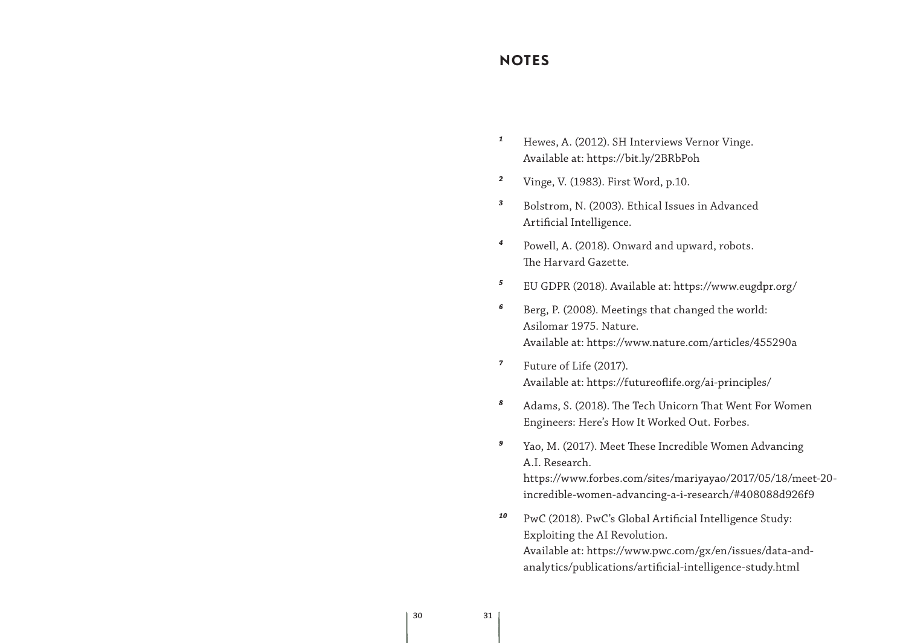## NOTES

1. Hewes, A. (2012). SH Interviews Vernor Vinge. Available at: https://bit.ly/2BRbPoh
2. Vinge, V. (1983). First Word, p.10.
3. Bolstrom, N. (2003). Ethical Issues in Advanced Artificial Intelligence.
4. Powell, A. (2018). Onward and upward, robots. The Harvard Gazette.
5. EU GDPR (2018). Available at: https://www.eugdpr.org/
6. Berg, P. (2008). Meetings that changed the world: Asilomar 1975. Nature. Available at: https://www.nature.com/articles/455290a
7. Future of Life (2017). Available at: https://futureoflife.org/ai-principles/
8. Adams, S. (2018). The Tech Unicorn That Went For Women Engineers: Here's How It Worked Out. Forbes.
9. Yao, M. (2017). Meet These Incredible Women Advancing A.I. Research. https://www.forbes.com/sites/mariyayao/2017/05/18/meet-20-incredible-women-advancing-a-i-research/#408088d926f9
10. PwC (2018). PwC's Global Artificial Intelligence Study: Exploiting the AI Revolution. Available at: https://www.pwc.com/gx/en/issues/data-and-analytics/publications/artificial-intelligence-study.html